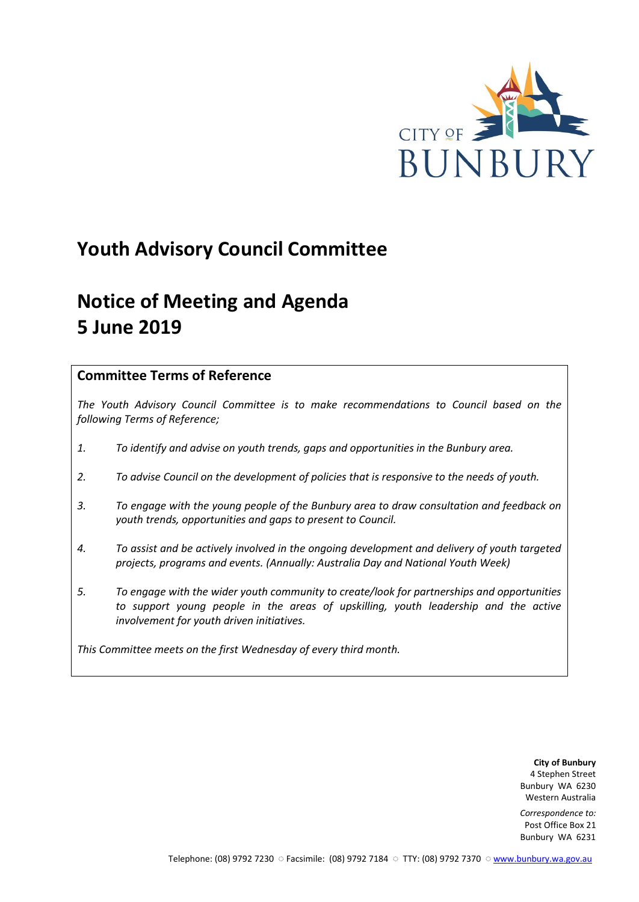CITY OF BUNBURY

# Youth Advisory Council Committee

# Notice of Meeting and Agenda
# 5 June 2019

## Committee Terms of Reference

*The Youth Advisory Council Committee is to make recommendations to Council based on the following Terms of Reference;*

1. *To identify and advise on youth trends, gaps and opportunities in the Bunbury area.*
2. *To advise Council on the development of policies that is responsive to the needs of youth.*
3. *To engage with the young people of the Bunbury area to draw consultation and feedback on youth trends, opportunities and gaps to present to Council.*
4. *To assist and be actively involved in the ongoing development and delivery of youth targeted projects, programs and events. (Annually: Australia Day and National Youth Week)*
5. *To engage with the wider youth community to create/look for partnerships and opportunities to support young people in the areas of upskilling, youth leadership and the active involvement for youth driven initiatives.*

*This Committee meets on the first Wednesday of every third month.*

**City of Bunbury**
4 Stephen Street
Bunbury WA 6230
Western Australia

*Correspondence to:*
Post Office Box 21
Bunbury WA 6231

Telephone: (08) 9792 7230 ○ Facsimile: (08) 9792 7184 ○ TTY: (08) 9792 7370 ○ www.bunbury.wa.gov.au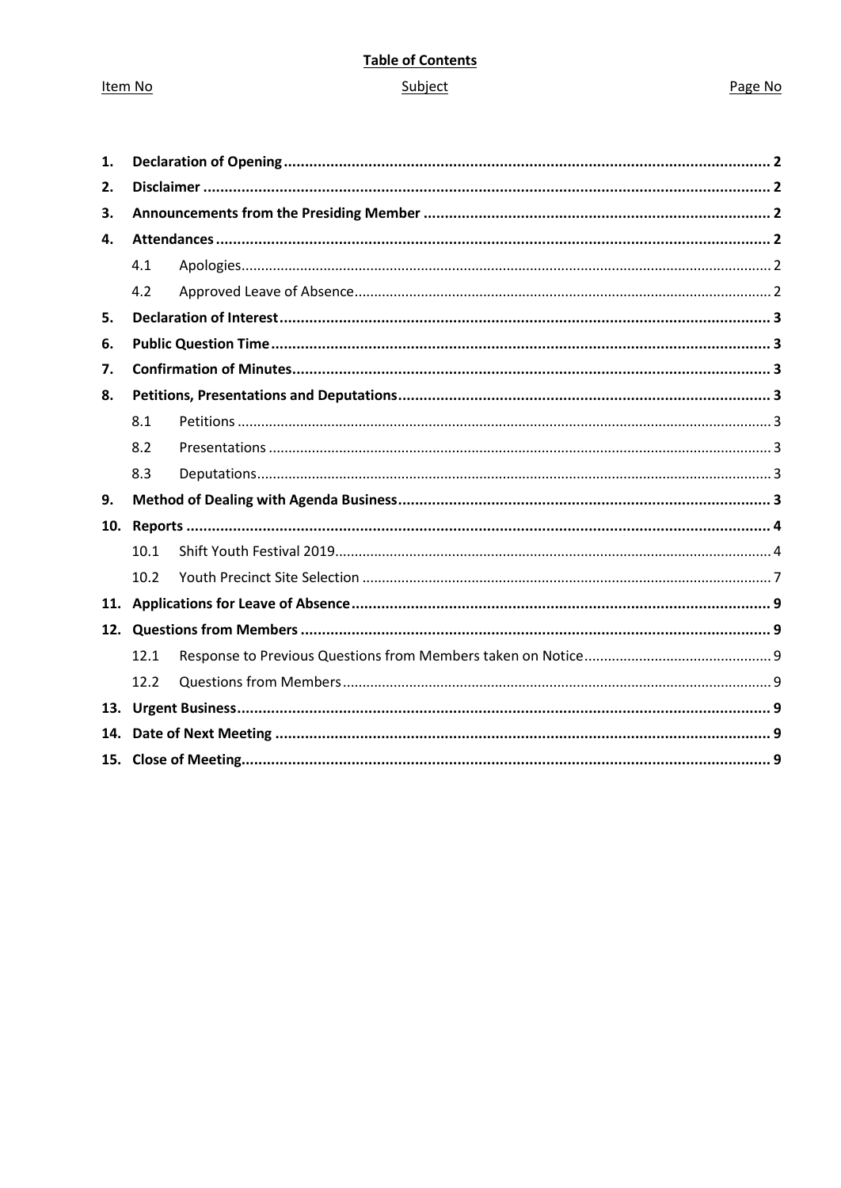**Table of Contents**

| Item No | Subject | Page No |
|---|---|---|
| **1.** | **Declaration of Opening** | **2** |
| **2.** | **Disclaimer** | **2** |
| **3.** | **Announcements from the Presiding Member** | **2** |
| **4.** | **Attendances** | **2** |
| 4.1 | Apologies | 2 |
| 4.2 | Approved Leave of Absence | 2 |
| **5.** | **Declaration of Interest** | **3** |
| **6.** | **Public Question Time** | **3** |
| **7.** | **Confirmation of Minutes** | **3** |
| **8.** | **Petitions, Presentations and Deputations** | **3** |
| 8.1 | Petitions | 3 |
| 8.2 | Presentations | 3 |
| 8.3 | Deputations | 3 |
| **9.** | **Method of Dealing with Agenda Business** | **3** |
| **10.** | **Reports** | **4** |
| 10.1 | Shift Youth Festival 2019 | 4 |
| 10.2 | Youth Precinct Site Selection | 7 |
| **11.** | **Applications for Leave of Absence** | **9** |
| **12.** | **Questions from Members** | **9** |
| 12.1 | Response to Previous Questions from Members taken on Notice | 9 |
| 12.2 | Questions from Members | 9 |
| **13.** | **Urgent Business** | **9** |
| **14.** | **Date of Next Meeting** | **9** |
| **15.** | **Close of Meeting** | **9** |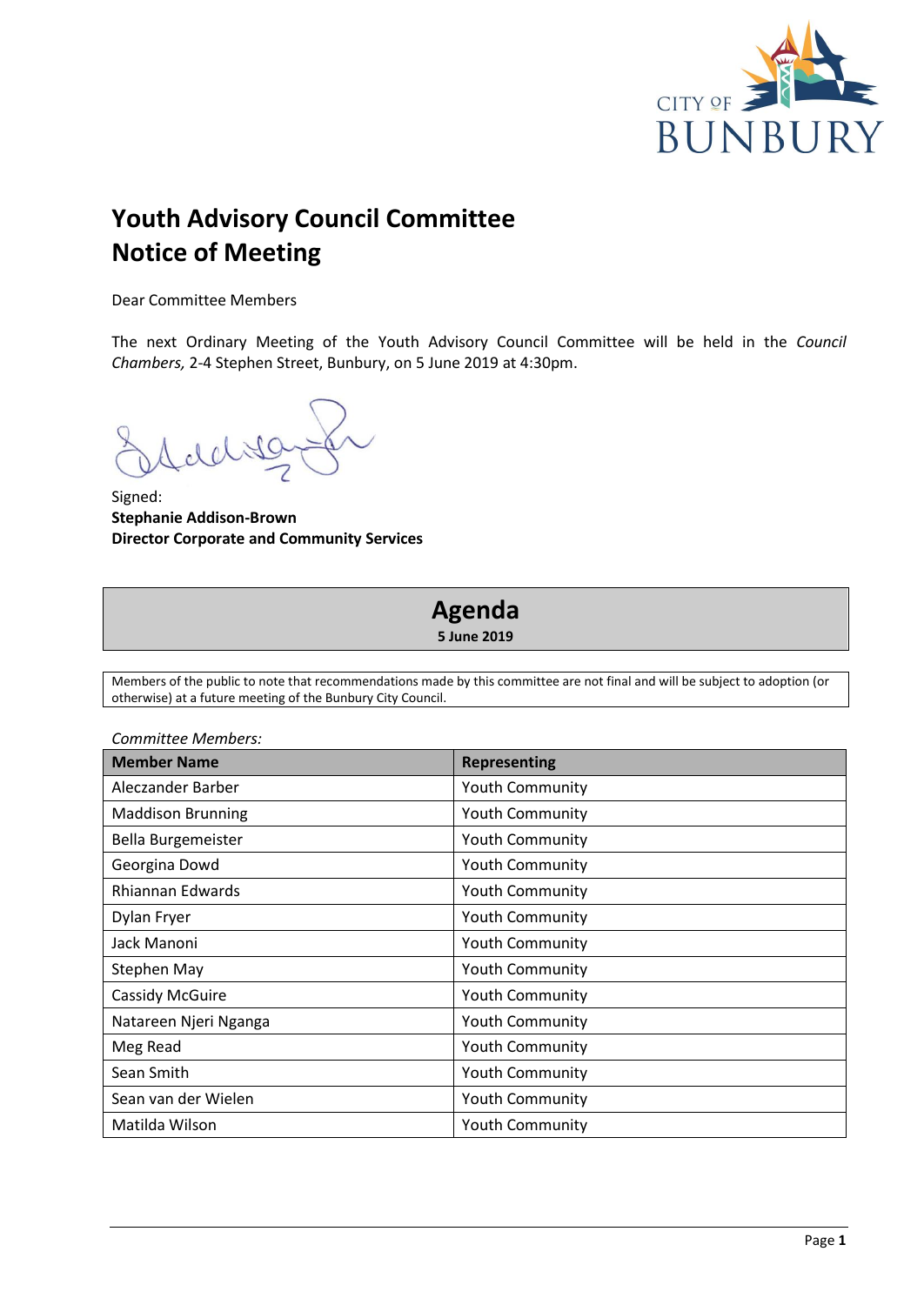# Youth Advisory Council Committee
# Notice of Meeting

Dear Committee Members

The next Ordinary Meeting of the Youth Advisory Council Committee will be held in the *Council Chambers,* 2-4 Stephen Street, Bunbury, on 5 June 2019 at 4:30pm.

Signed:
**Stephanie Addison-Brown**
**Director Corporate and Community Services**

## Agenda
**5 June 2019**

Members of the public to note that recommendations made by this committee are not final and will be subject to adoption (or otherwise) at a future meeting of the Bunbury City Council.

*Committee Members:*

| Member Name | Representing |
|---|---|
| Aleczander Barber | Youth Community |
| Maddison Brunning | Youth Community |
| Bella Burgemeister | Youth Community |
| Georgina Dowd | Youth Community |
| Rhiannan Edwards | Youth Community |
| Dylan Fryer | Youth Community |
| Jack Manoni | Youth Community |
| Stephen May | Youth Community |
| Cassidy McGuire | Youth Community |
| Natareen Njeri Nganga | Youth Community |
| Meg Read | Youth Community |
| Sean Smith | Youth Community |
| Sean van der Wielen | Youth Community |
| Matilda Wilson | Youth Community |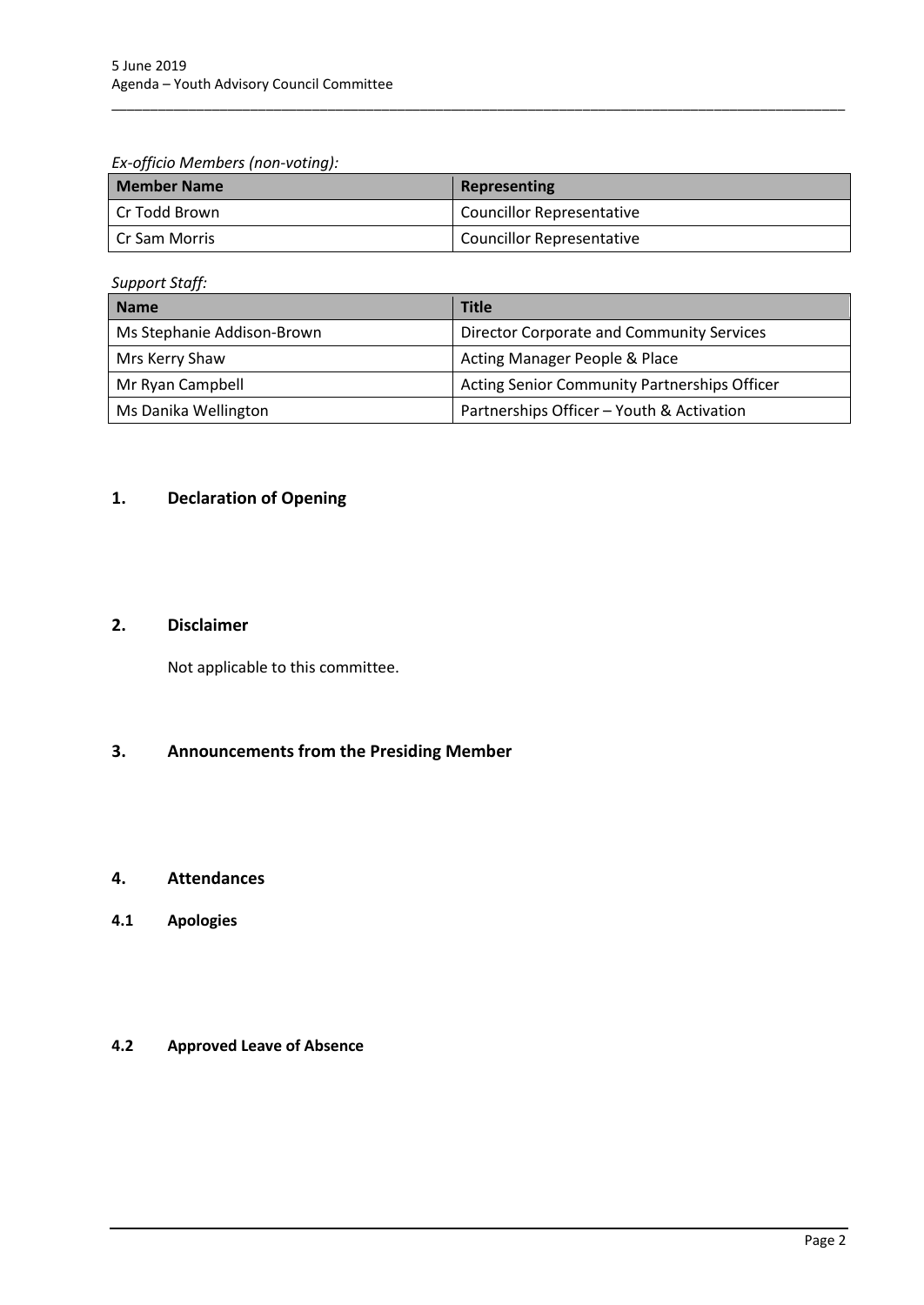*Ex-officio Members (non-voting):*

| Member Name | Representing |
|---|---|
| Cr Todd Brown | Councillor Representative |
| Cr Sam Morris | Councillor Representative |

*Support Staff:*

| Name | Title |
|---|---|
| Ms Stephanie Addison-Brown | Director Corporate and Community Services |
| Mrs Kerry Shaw | Acting Manager People & Place |
| Mr Ryan Campbell | Acting Senior Community Partnerships Officer |
| Ms Danika Wellington | Partnerships Officer – Youth & Activation |

## 1. Declaration of Opening

## 2. Disclaimer

Not applicable to this committee.

## 3. Announcements from the Presiding Member

## 4. Attendances

### 4.1 Apologies

### 4.2 Approved Leave of Absence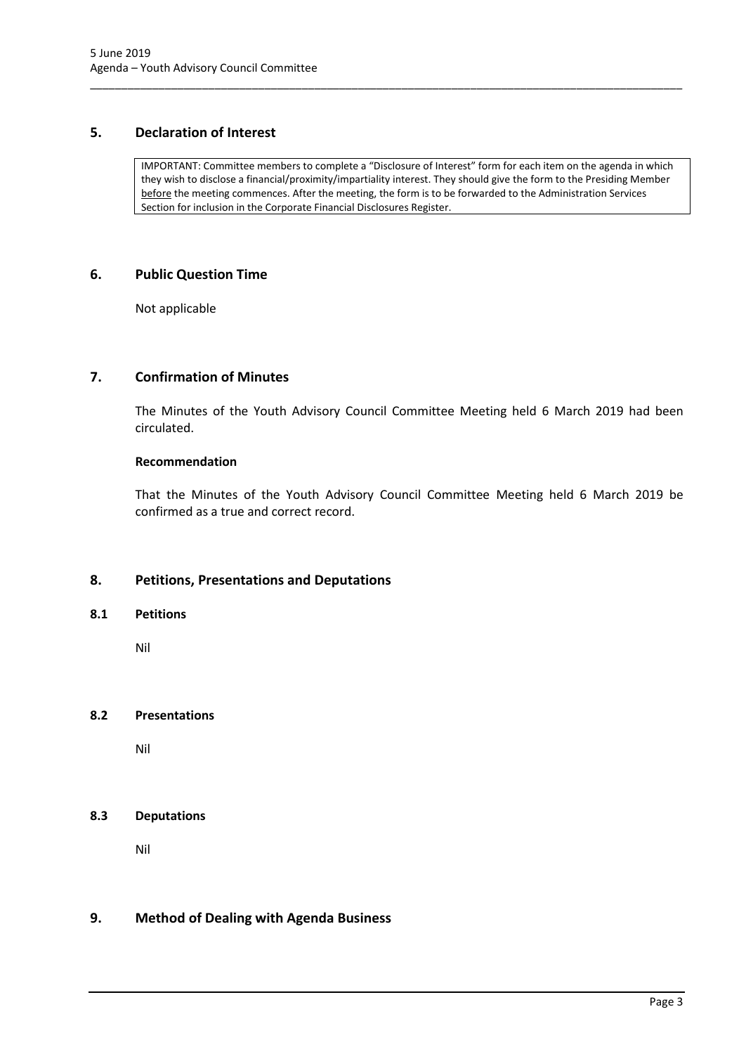## 5. Declaration of Interest

> IMPORTANT: Committee members to complete a "Disclosure of Interest" form for each item on the agenda in which they wish to disclose a financial/proximity/impartiality interest. They should give the form to the Presiding Member before the meeting commences. After the meeting, the form is to be forwarded to the Administration Services Section for inclusion in the Corporate Financial Disclosures Register.

## 6. Public Question Time

Not applicable

## 7. Confirmation of Minutes

The Minutes of the Youth Advisory Council Committee Meeting held 6 March 2019 had been circulated.

**Recommendation**

That the Minutes of the Youth Advisory Council Committee Meeting held 6 March 2019 be confirmed as a true and correct record.

## 8. Petitions, Presentations and Deputations

### 8.1 Petitions

Nil

### 8.2 Presentations

Nil

### 8.3 Deputations

Nil

## 9. Method of Dealing with Agenda Business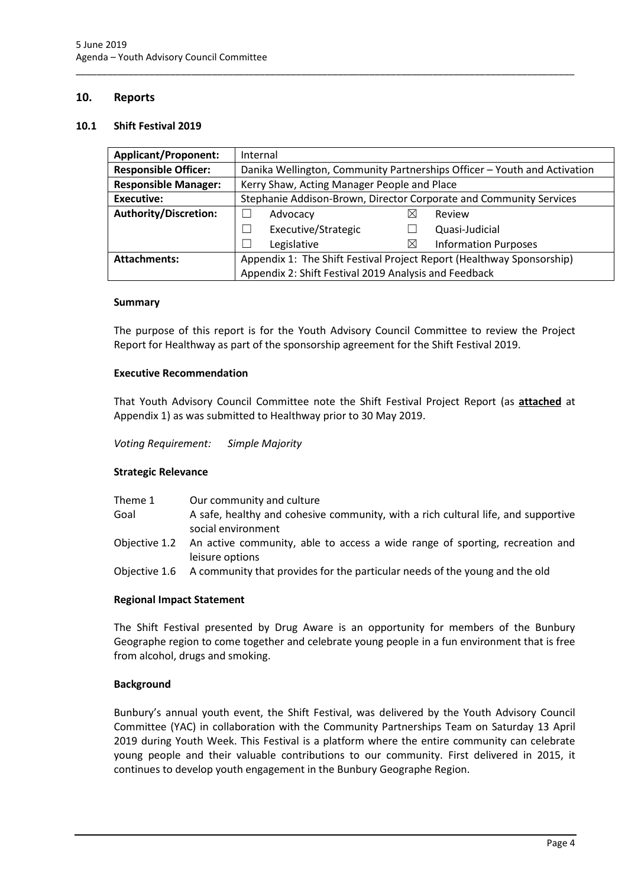## 10. Reports

### 10.1 Shift Festival 2019

| **Applicant/Proponent:** | Internal | | | |
|---|---|---|---|---|
| **Responsible Officer:** | Danika Wellington, Community Partnerships Officer – Youth and Activation | | | |
| **Responsible Manager:** | Kerry Shaw, Acting Manager People and Place | | | |
| **Executive:** | Stephanie Addison-Brown, Director Corporate and Community Services | | | |
| **Authority/Discretion:** | ☐ | Advocacy | ☒ | Review |
| | ☐ | Executive/Strategic | ☐ | Quasi-Judicial |
| | ☐ | Legislative | ☒ | Information Purposes |
| **Attachments:** | Appendix 1: The Shift Festival Project Report (Healthway Sponsorship) | | | |
| | Appendix 2: Shift Festival 2019 Analysis and Feedback | | | |

**Summary**

The purpose of this report is for the Youth Advisory Council Committee to review the Project Report for Healthway as part of the sponsorship agreement for the Shift Festival 2019.

**Executive Recommendation**

That Youth Advisory Council Committee note the Shift Festival Project Report (as **attached** at Appendix 1) as was submitted to Healthway prior to 30 May 2019.

*Voting Requirement: Simple Majority*

**Strategic Relevance**

| | |
|---|---|
| Theme 1 | Our community and culture |
| Goal | A safe, healthy and cohesive community, with a rich cultural life, and supportive social environment |
| Objective 1.2 | An active community, able to access a wide range of sporting, recreation and leisure options |
| Objective 1.6 | A community that provides for the particular needs of the young and the old |

**Regional Impact Statement**

The Shift Festival presented by Drug Aware is an opportunity for members of the Bunbury Geographe region to come together and celebrate young people in a fun environment that is free from alcohol, drugs and smoking.

**Background**

Bunbury's annual youth event, the Shift Festival, was delivered by the Youth Advisory Council Committee (YAC) in collaboration with the Community Partnerships Team on Saturday 13 April 2019 during Youth Week. This Festival is a platform where the entire community can celebrate young people and their valuable contributions to our community. First delivered in 2015, it continues to develop youth engagement in the Bunbury Geographe Region.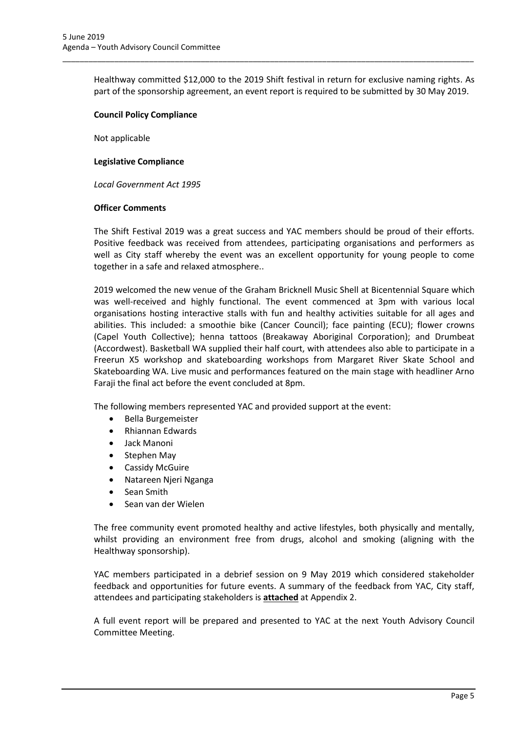Healthway committed $12,000 to the 2019 Shift festival in return for exclusive naming rights. As part of the sponsorship agreement, an event report is required to be submitted by 30 May 2019.

**Council Policy Compliance**

Not applicable

**Legislative Compliance**

*Local Government Act 1995*

**Officer Comments**

The Shift Festival 2019 was a great success and YAC members should be proud of their efforts. Positive feedback was received from attendees, participating organisations and performers as well as City staff whereby the event was an excellent opportunity for young people to come together in a safe and relaxed atmosphere..

2019 welcomed the new venue of the Graham Bricknell Music Shell at Bicentennial Square which was well-received and highly functional. The event commenced at 3pm with various local organisations hosting interactive stalls with fun and healthy activities suitable for all ages and abilities. This included: a smoothie bike (Cancer Council); face painting (ECU); flower crowns (Capel Youth Collective); henna tattoos (Breakaway Aboriginal Corporation); and Drumbeat (Accordwest). Basketball WA supplied their half court, with attendees also able to participate in a Freerun X5 workshop and skateboarding workshops from Margaret River Skate School and Skateboarding WA. Live music and performances featured on the main stage with headliner Arno Faraji the final act before the event concluded at 8pm.

The following members represented YAC and provided support at the event:

- Bella Burgemeister
- Rhiannan Edwards
- Jack Manoni
- Stephen May
- Cassidy McGuire
- Natareen Njeri Nganga
- Sean Smith
- Sean van der Wielen

The free community event promoted healthy and active lifestyles, both physically and mentally, whilst providing an environment free from drugs, alcohol and smoking (aligning with the Healthway sponsorship).

YAC members participated in a debrief session on 9 May 2019 which considered stakeholder feedback and opportunities for future events. A summary of the feedback from YAC, City staff, attendees and participating stakeholders is **attached** at Appendix 2.

A full event report will be prepared and presented to YAC at the next Youth Advisory Council Committee Meeting.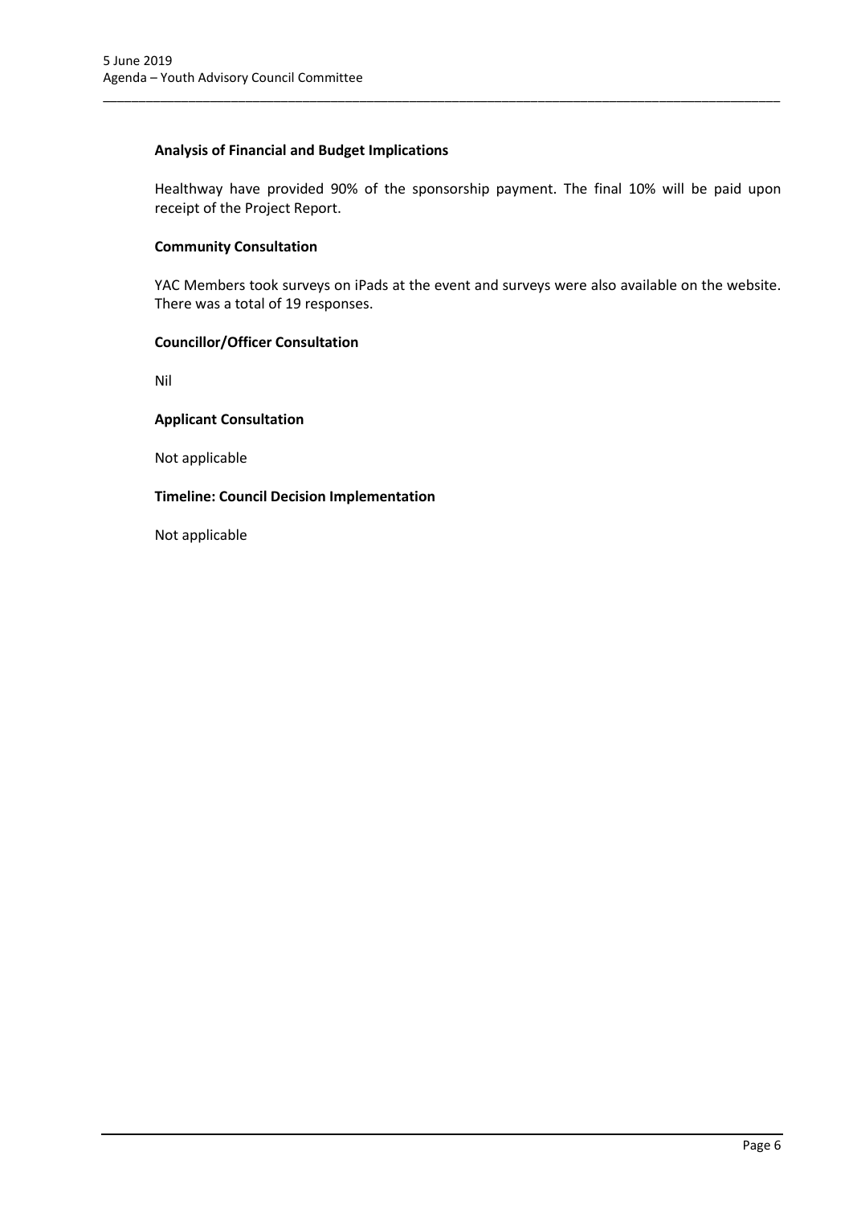**Analysis of Financial and Budget Implications**

Healthway have provided 90% of the sponsorship payment. The final 10% will be paid upon receipt of the Project Report.

**Community Consultation**

YAC Members took surveys on iPads at the event and surveys were also available on the website. There was a total of 19 responses.

**Councillor/Officer Consultation**

Nil

**Applicant Consultation**

Not applicable

**Timeline: Council Decision Implementation**

Not applicable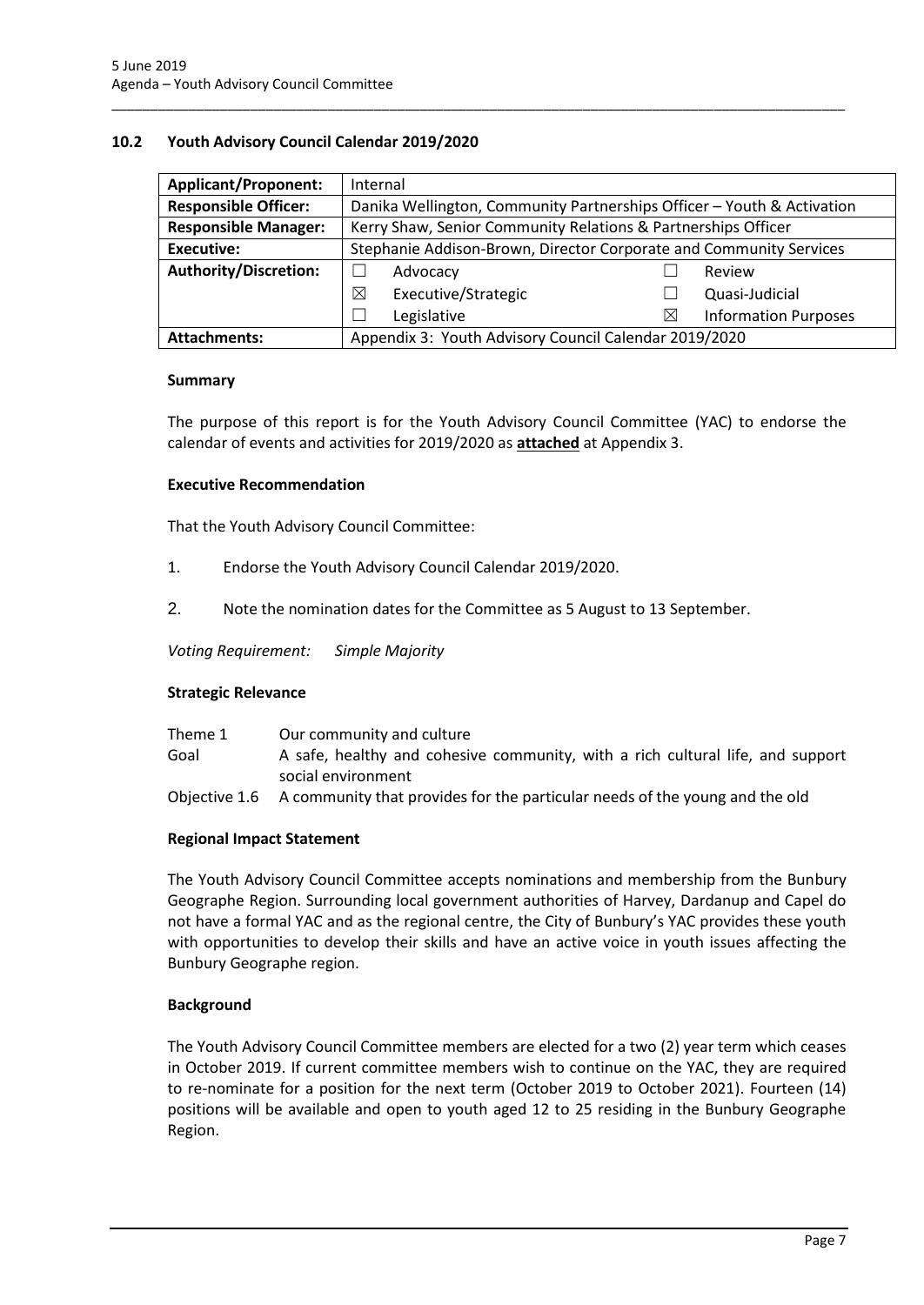## 10.2 Youth Advisory Council Calendar 2019/2020

| **Applicant/Proponent:** | Internal | | | |
|---|---|---|---|---|
| **Responsible Officer:** | Danika Wellington, Community Partnerships Officer – Youth & Activation | | | |
| **Responsible Manager:** | Kerry Shaw, Senior Community Relations & Partnerships Officer | | | |
| **Executive:** | Stephanie Addison-Brown, Director Corporate and Community Services | | | |
| **Authority/Discretion:** | ☐ | Advocacy | ☐ | Review |
| | ☒ | Executive/Strategic | ☐ | Quasi-Judicial |
| | ☐ | Legislative | ☒ | Information Purposes |
| **Attachments:** | Appendix 3: Youth Advisory Council Calendar 2019/2020 | | | |

### Summary

The purpose of this report is for the Youth Advisory Council Committee (YAC) to endorse the calendar of events and activities for 2019/2020 as **attached** at Appendix 3.

### Executive Recommendation

That the Youth Advisory Council Committee:

1. Endorse the Youth Advisory Council Calendar 2019/2020.
2. Note the nomination dates for the Committee as 5 August to 13 September.

*Voting Requirement: Simple Majority*

### Strategic Relevance

| | |
|---|---|
| Theme 1 | Our community and culture |
| Goal | A safe, healthy and cohesive community, with a rich cultural life, and support social environment |
| Objective 1.6 | A community that provides for the particular needs of the young and the old |

### Regional Impact Statement

The Youth Advisory Council Committee accepts nominations and membership from the Bunbury Geographe Region. Surrounding local government authorities of Harvey, Dardanup and Capel do not have a formal YAC and as the regional centre, the City of Bunbury's YAC provides these youth with opportunities to develop their skills and have an active voice in youth issues affecting the Bunbury Geographe region.

### Background

The Youth Advisory Council Committee members are elected for a two (2) year term which ceases in October 2019. If current committee members wish to continue on the YAC, they are required to re-nominate for a position for the next term (October 2019 to October 2021). Fourteen (14) positions will be available and open to youth aged 12 to 25 residing in the Bunbury Geographe Region.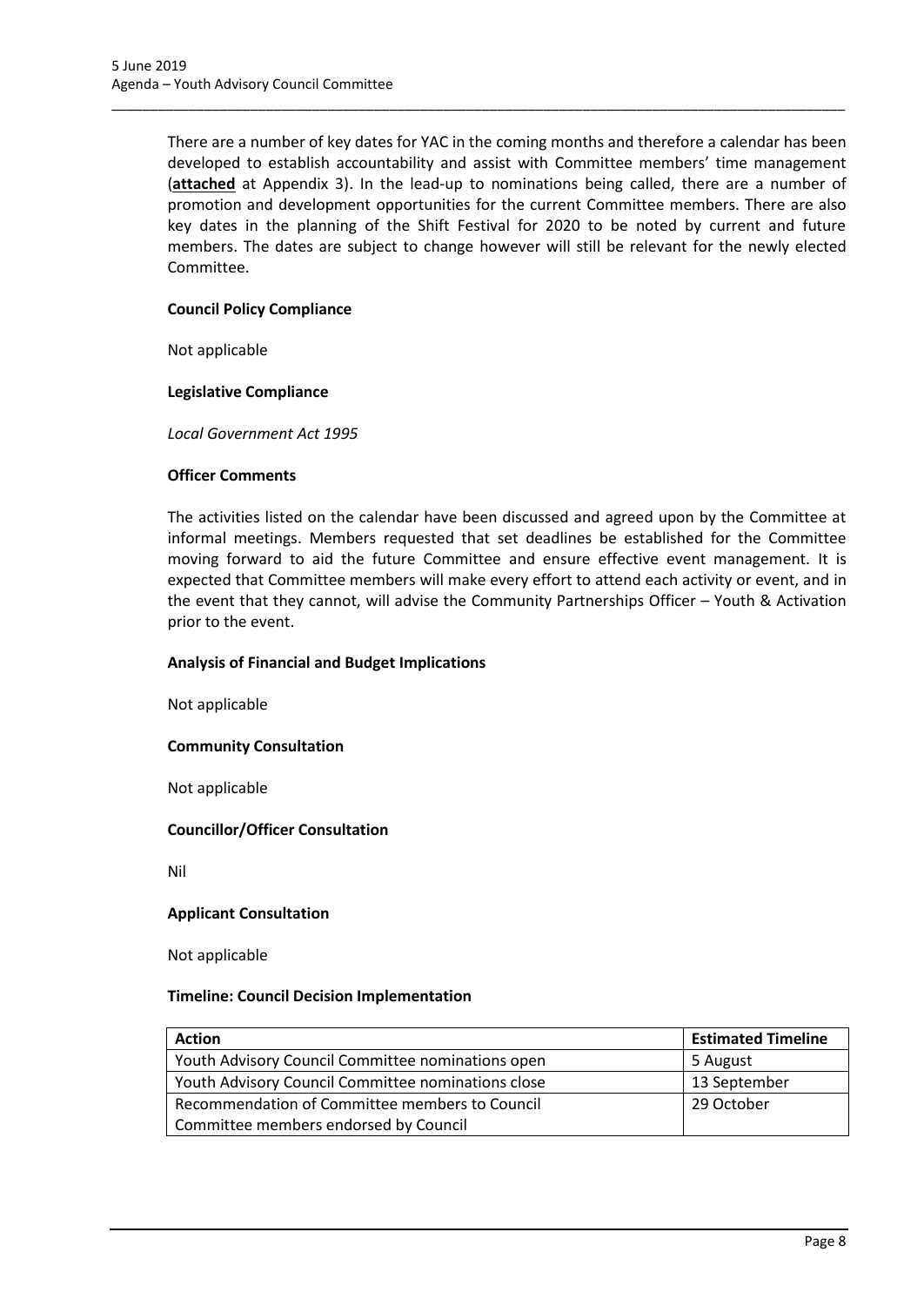There are a number of key dates for YAC in the coming months and therefore a calendar has been developed to establish accountability and assist with Committee members' time management (**attached** at Appendix 3). In the lead-up to nominations being called, there are a number of promotion and development opportunities for the current Committee members. There are also key dates in the planning of the Shift Festival for 2020 to be noted by current and future members. The dates are subject to change however will still be relevant for the newly elected Committee.

**Council Policy Compliance**

Not applicable

**Legislative Compliance**

*Local Government Act 1995*

**Officer Comments**

The activities listed on the calendar have been discussed and agreed upon by the Committee at informal meetings. Members requested that set deadlines be established for the Committee moving forward to aid the future Committee and ensure effective event management. It is expected that Committee members will make every effort to attend each activity or event, and in the event that they cannot, will advise the Community Partnerships Officer – Youth & Activation prior to the event.

**Analysis of Financial and Budget Implications**

Not applicable

**Community Consultation**

Not applicable

**Councillor/Officer Consultation**

Nil

**Applicant Consultation**

Not applicable

**Timeline: Council Decision Implementation**

| Action | Estimated Timeline |
|---|---|
| Youth Advisory Council Committee nominations open | 5 August |
| Youth Advisory Council Committee nominations close | 13 September |
| Recommendation of Committee members to Council<br>Committee members endorsed by Council | 29 October |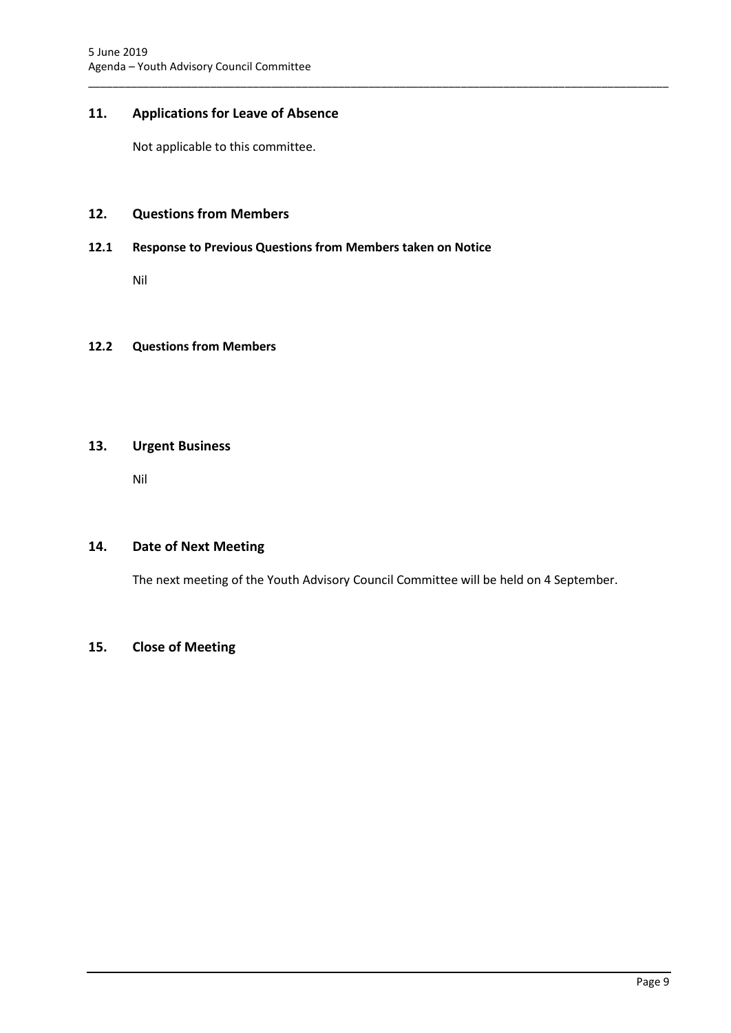## 11. Applications for Leave of Absence

Not applicable to this committee.

## 12. Questions from Members

### 12.1 Response to Previous Questions from Members taken on Notice

Nil

### 12.2 Questions from Members

## 13. Urgent Business

Nil

## 14. Date of Next Meeting

The next meeting of the Youth Advisory Council Committee will be held on 4 September.

## 15. Close of Meeting